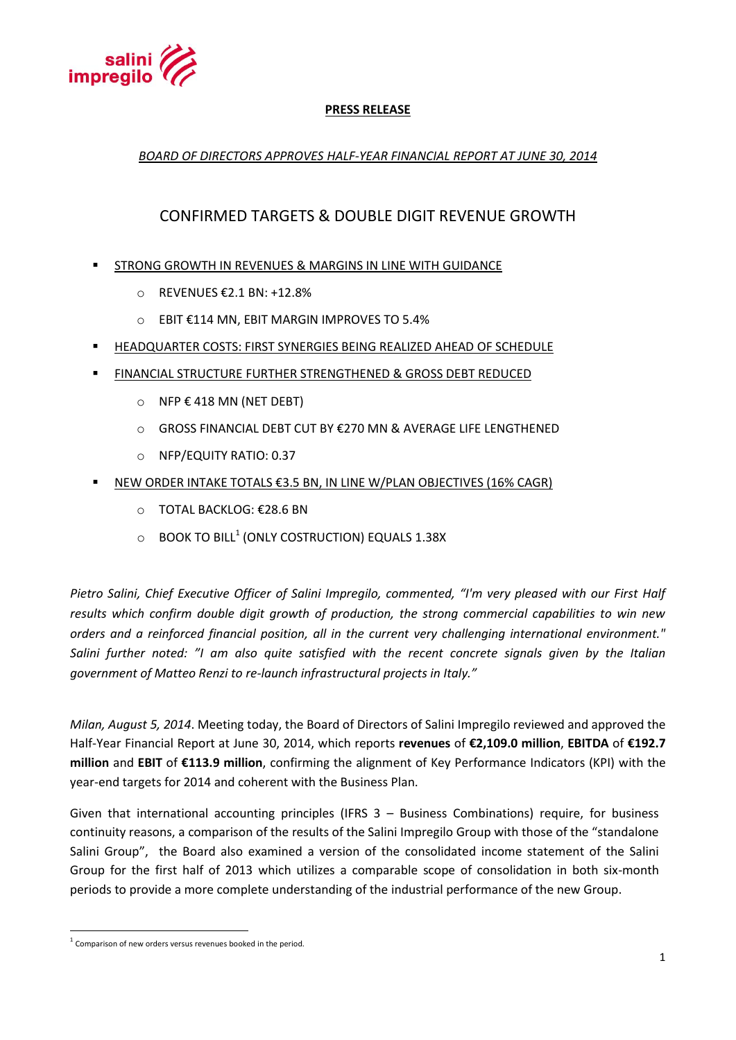**PRESS RELEASE**

*BOARD OF DIRECTORS APPROVES HALF-YEAR FINANCIAL REPORT AT JUNE 30, 2014*

# CONFIRMED TARGETS & DOUBLE DIGIT REVENUE GROWTH

- STRONG GROWTH IN REVENUES & MARGINS IN LINE WITH GUIDANCE
  - REVENUES €2.1 BN: +12.8%
  - EBIT €114 MN, EBIT MARGIN IMPROVES TO 5.4%
- HEADQUARTER COSTS: FIRST SYNERGIES BEING REALIZED AHEAD OF SCHEDULE
- FINANCIAL STRUCTURE FURTHER STRENGTHENED & GROSS DEBT REDUCED
  - NFP € 418 MN (NET DEBT)
  - GROSS FINANCIAL DEBT CUT BY €270 MN & AVERAGE LIFE LENGTHENED
  - NFP/EQUITY RATIO: 0.37
- NEW ORDER INTAKE TOTALS €3.5 BN, IN LINE W/PLAN OBJECTIVES (16% CAGR)
  - TOTAL BACKLOG: €28.6 BN
  - BOOK TO BILL[1] (ONLY COSTRUCTION) EQUALS 1.38X

*Pietro Salini, Chief Executive Officer of Salini Impregilo, commented, "I'm very pleased with our First Half results which confirm double digit growth of production, the strong commercial capabilities to win new orders and a reinforced financial position, all in the current very challenging international environment." Salini further noted: "I am also quite satisfied with the recent concrete signals given by the Italian government of Matteo Renzi to re-launch infrastructural projects in Italy."*

*Milan, August 5, 2014*. Meeting today, the Board of Directors of Salini Impregilo reviewed and approved the Half-Year Financial Report at June 30, 2014, which reports **revenues** of **€2,109.0 million**, **EBITDA** of **€192.7 million** and **EBIT** of **€113.9 million**, confirming the alignment of Key Performance Indicators (KPI) with the year-end targets for 2014 and coherent with the Business Plan.

Given that international accounting principles (IFRS 3 – Business Combinations) require, for business continuity reasons, a comparison of the results of the Salini Impregilo Group with those of the "standalone Salini Group", the Board also examined a version of the consolidated income statement of the Salini Group for the first half of 2013 which utilizes a comparable scope of consolidation in both six-month periods to provide a more complete understanding of the industrial performance of the new Group.

[1] Comparison of new orders versus revenues booked in the period.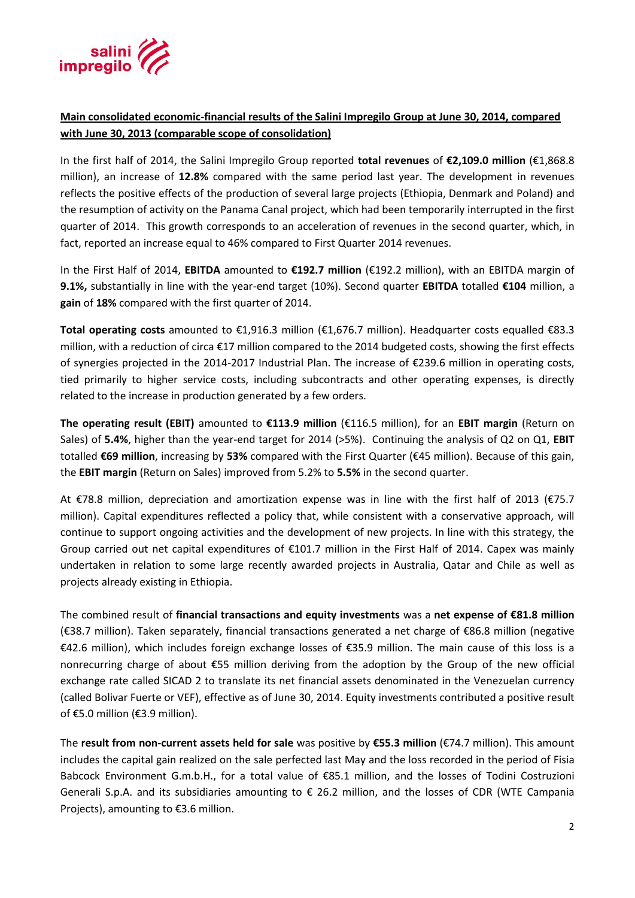**Main consolidated economic-financial results of the Salini Impregilo Group at June 30, 2014, compared with June 30, 2013 (comparable scope of consolidation)**

In the first half of 2014, the Salini Impregilo Group reported **total revenues** of **€2,109.0 million** (€1,868.8 million), an increase of **12.8%** compared with the same period last year. The development in revenues reflects the positive effects of the production of several large projects (Ethiopia, Denmark and Poland) and the resumption of activity on the Panama Canal project, which had been temporarily interrupted in the first quarter of 2014. This growth corresponds to an acceleration of revenues in the second quarter, which, in fact, reported an increase equal to 46% compared to First Quarter 2014 revenues.

In the First Half of 2014, **EBITDA** amounted to **€192.7 million** (€192.2 million), with an EBITDA margin of **9.1%,** substantially in line with the year-end target (10%). Second quarter **EBITDA** totalled **€104** million, a **gain** of **18%** compared with the first quarter of 2014.

**Total operating costs** amounted to €1,916.3 million (€1,676.7 million). Headquarter costs equalled €83.3 million, with a reduction of circa €17 million compared to the 2014 budgeted costs, showing the first effects of synergies projected in the 2014-2017 Industrial Plan. The increase of €239.6 million in operating costs, tied primarily to higher service costs, including subcontracts and other operating expenses, is directly related to the increase in production generated by a few orders.

**The operating result (EBIT)** amounted to **€113.9 million** (€116.5 million), for an **EBIT margin** (Return on Sales) of **5.4%**, higher than the year-end target for 2014 (>5%). Continuing the analysis of Q2 on Q1, **EBIT** totalled **€69 million**, increasing by **53%** compared with the First Quarter (€45 million). Because of this gain, the **EBIT margin** (Return on Sales) improved from 5.2% to **5.5%** in the second quarter.

At €78.8 million, depreciation and amortization expense was in line with the first half of 2013 (€75.7 million). Capital expenditures reflected a policy that, while consistent with a conservative approach, will continue to support ongoing activities and the development of new projects. In line with this strategy, the Group carried out net capital expenditures of €101.7 million in the First Half of 2014. Capex was mainly undertaken in relation to some large recently awarded projects in Australia, Qatar and Chile as well as projects already existing in Ethiopia.

The combined result of **financial transactions and equity investments** was a **net expense of €81.8 million** (€38.7 million). Taken separately, financial transactions generated a net charge of €86.8 million (negative €42.6 million), which includes foreign exchange losses of €35.9 million. The main cause of this loss is a nonrecurring charge of about €55 million deriving from the adoption by the Group of the new official exchange rate called SICAD 2 to translate its net financial assets denominated in the Venezuelan currency (called Bolivar Fuerte or VEF), effective as of June 30, 2014. Equity investments contributed a positive result of €5.0 million (€3.9 million).

The **result from non-current assets held for sale** was positive by **€55.3 million** (€74.7 million). This amount includes the capital gain realized on the sale perfected last May and the loss recorded in the period of Fisia Babcock Environment G.m.b.H., for a total value of €85.1 million, and the losses of Todini Costruzioni Generali S.p.A. and its subsidiaries amounting to € 26.2 million, and the losses of CDR (WTE Campania Projects), amounting to €3.6 million.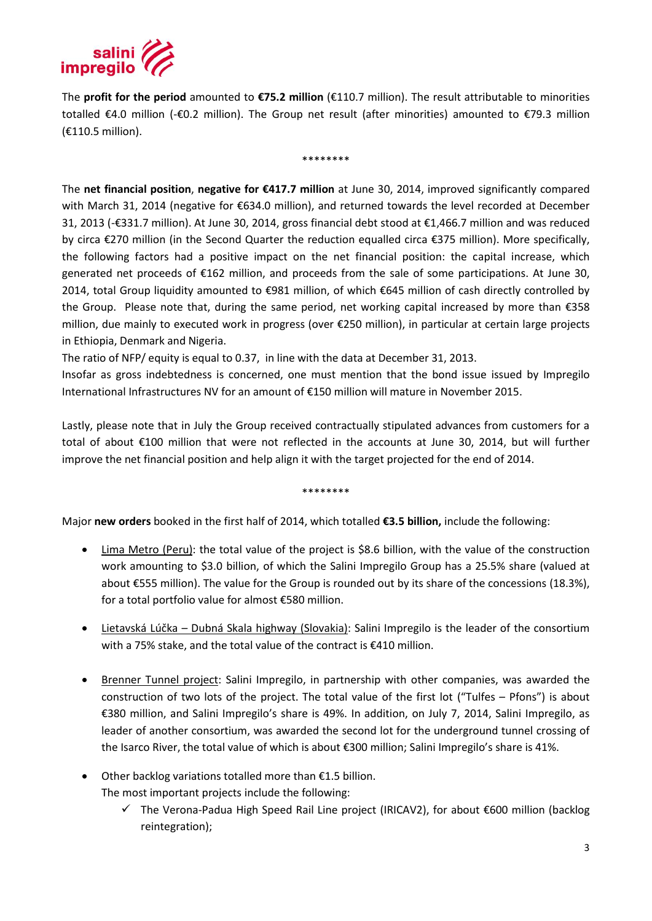The **profit for the period** amounted to **€75.2 million** (€110.7 million). The result attributable to minorities totalled €4.0 million (-€0.2 million). The Group net result (after minorities) amounted to €79.3 million (€110.5 million).

********

The **net financial position**, **negative for €417.7 million** at June 30, 2014, improved significantly compared with March 31, 2014 (negative for €634.0 million), and returned towards the level recorded at December 31, 2013 (-€331.7 million). At June 30, 2014, gross financial debt stood at €1,466.7 million and was reduced by circa €270 million (in the Second Quarter the reduction equalled circa €375 million). More specifically, the following factors had a positive impact on the net financial position: the capital increase, which generated net proceeds of €162 million, and proceeds from the sale of some participations. At June 30, 2014, total Group liquidity amounted to €981 million, of which €645 million of cash directly controlled by the Group. Please note that, during the same period, net working capital increased by more than €358 million, due mainly to executed work in progress (over €250 million), in particular at certain large projects in Ethiopia, Denmark and Nigeria.

The ratio of NFP/ equity is equal to 0.37, in line with the data at December 31, 2013.

Insofar as gross indebtedness is concerned, one must mention that the bond issue issued by Impregilo International Infrastructures NV for an amount of €150 million will mature in November 2015.

Lastly, please note that in July the Group received contractually stipulated advances from customers for a total of about €100 million that were not reflected in the accounts at June 30, 2014, but will further improve the net financial position and help align it with the target projected for the end of 2014.

********

Major **new orders** booked in the first half of 2014, which totalled **€3.5 billion,** include the following:

- Lima Metro (Peru): the total value of the project is $8.6 billion, with the value of the construction work amounting to $3.0 billion, of which the Salini Impregilo Group has a 25.5% share (valued at about €555 million). The value for the Group is rounded out by its share of the concessions (18.3%), for a total portfolio value for almost €580 million.

- Lietavská Lúčka – Dubná Skala highway (Slovakia): Salini Impregilo is the leader of the consortium with a 75% stake, and the total value of the contract is €410 million.

- Brenner Tunnel project: Salini Impregilo, in partnership with other companies, was awarded the construction of two lots of the project. The total value of the first lot ("Tulfes – Pfons") is about €380 million, and Salini Impregilo's share is 49%. In addition, on July 7, 2014, Salini Impregilo, as leader of another consortium, was awarded the second lot for the underground tunnel crossing of the Isarco River, the total value of which is about €300 million; Salini Impregilo's share is 41%.

- Other backlog variations totalled more than €1.5 billion.
  The most important projects include the following:
  - ✓ The Verona-Padua High Speed Rail Line project (IRICAV2), for about €600 million (backlog reintegration);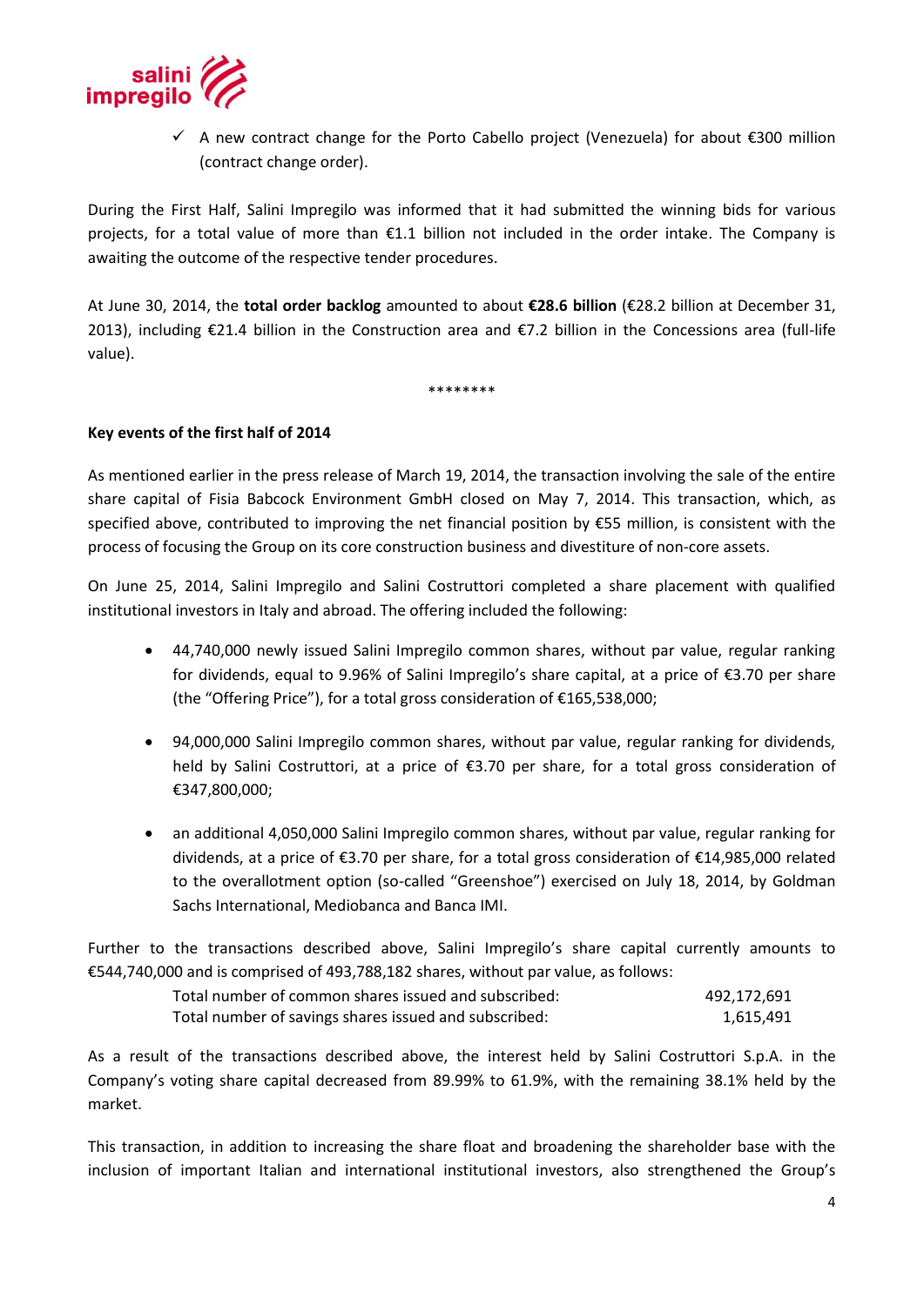- ✓ A new contract change for the Porto Cabello project (Venezuela) for about €300 million (contract change order).

During the First Half, Salini Impregilo was informed that it had submitted the winning bids for various projects, for a total value of more than €1.1 billion not included in the order intake. The Company is awaiting the outcome of the respective tender procedures.

At June 30, 2014, the **total order backlog** amounted to about **€28.6 billion** (€28.2 billion at December 31, 2013), including €21.4 billion in the Construction area and €7.2 billion in the Concessions area (full-life value).

********

**Key events of the first half of 2014**

As mentioned earlier in the press release of March 19, 2014, the transaction involving the sale of the entire share capital of Fisia Babcock Environment GmbH closed on May 7, 2014. This transaction, which, as specified above, contributed to improving the net financial position by €55 million, is consistent with the process of focusing the Group on its core construction business and divestiture of non-core assets.

On June 25, 2014, Salini Impregilo and Salini Costruttori completed a share placement with qualified institutional investors in Italy and abroad. The offering included the following:

- 44,740,000 newly issued Salini Impregilo common shares, without par value, regular ranking for dividends, equal to 9.96% of Salini Impregilo's share capital, at a price of €3.70 per share (the "Offering Price"), for a total gross consideration of €165,538,000;
- 94,000,000 Salini Impregilo common shares, without par value, regular ranking for dividends, held by Salini Costruttori, at a price of €3.70 per share, for a total gross consideration of €347,800,000;
- an additional 4,050,000 Salini Impregilo common shares, without par value, regular ranking for dividends, at a price of €3.70 per share, for a total gross consideration of €14,985,000 related to the overallotment option (so-called "Greenshoe") exercised on July 18, 2014, by Goldman Sachs International, Mediobanca and Banca IMI.

Further to the transactions described above, Salini Impregilo's share capital currently amounts to €544,740,000 and is comprised of 493,788,182 shares, without par value, as follows:

| | |
|---|---|
| Total number of common shares issued and subscribed: | 492,172,691 |
| Total number of savings shares issued and subscribed: | 1,615,491 |

As a result of the transactions described above, the interest held by Salini Costruttori S.p.A. in the Company's voting share capital decreased from 89.99% to 61.9%, with the remaining 38.1% held by the market.

This transaction, in addition to increasing the share float and broadening the shareholder base with the inclusion of important Italian and international institutional investors, also strengthened the Group's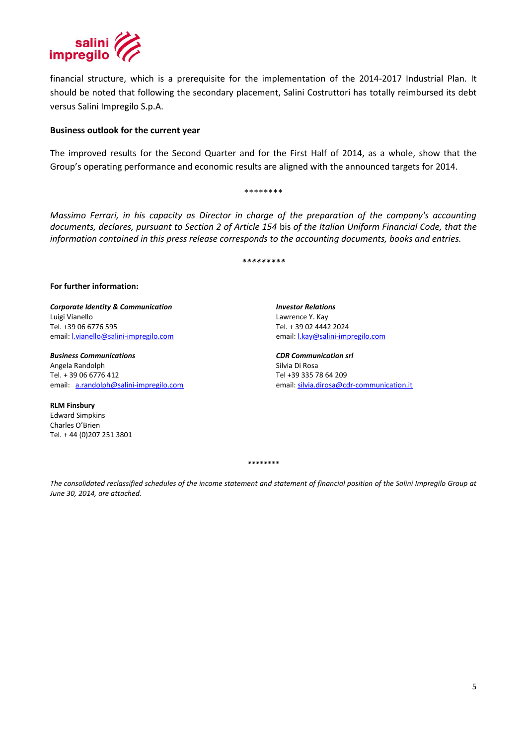financial structure, which is a prerequisite for the implementation of the 2014-2017 Industrial Plan. It should be noted that following the secondary placement, Salini Costruttori has totally reimbursed its debt versus Salini Impregilo S.p.A.

## Business outlook for the current year

The improved results for the Second Quarter and for the First Half of 2014, as a whole, show that the Group's operating performance and economic results are aligned with the announced targets for 2014.

********

*Massimo Ferrari, in his capacity as Director in charge of the preparation of the company's accounting documents, declares, pursuant to Section 2 of Article 154* bis *of the Italian Uniform Financial Code, that the information contained in this press release corresponds to the accounting documents, books and entries.*

*********

**For further information:**

***Corporate Identity & Communication***
Luigi Vianello
Tel. +39 06 6776 595
email: l.vianello@salini-impregilo.com

***Investor Relations***
Lawrence Y. Kay
Tel. + 39 02 4442 2024
email: l.kay@salini-impregilo.com

***Business Communications***
Angela Randolph
Tel. + 39 06 6776 412
email: a.randolph@salini-impregilo.com

***CDR Communication srl***
Silvia Di Rosa
Tel +39 335 78 64 209
email: silvia.dirosa@cdr-communication.it

**RLM Finsbury**
Edward Simpkins
Charles O'Brien
Tel. + 44 (0)207 251 3801

********

*The consolidated reclassified schedules of the income statement and statement of financial position of the Salini Impregilo Group at June 30, 2014, are attached.*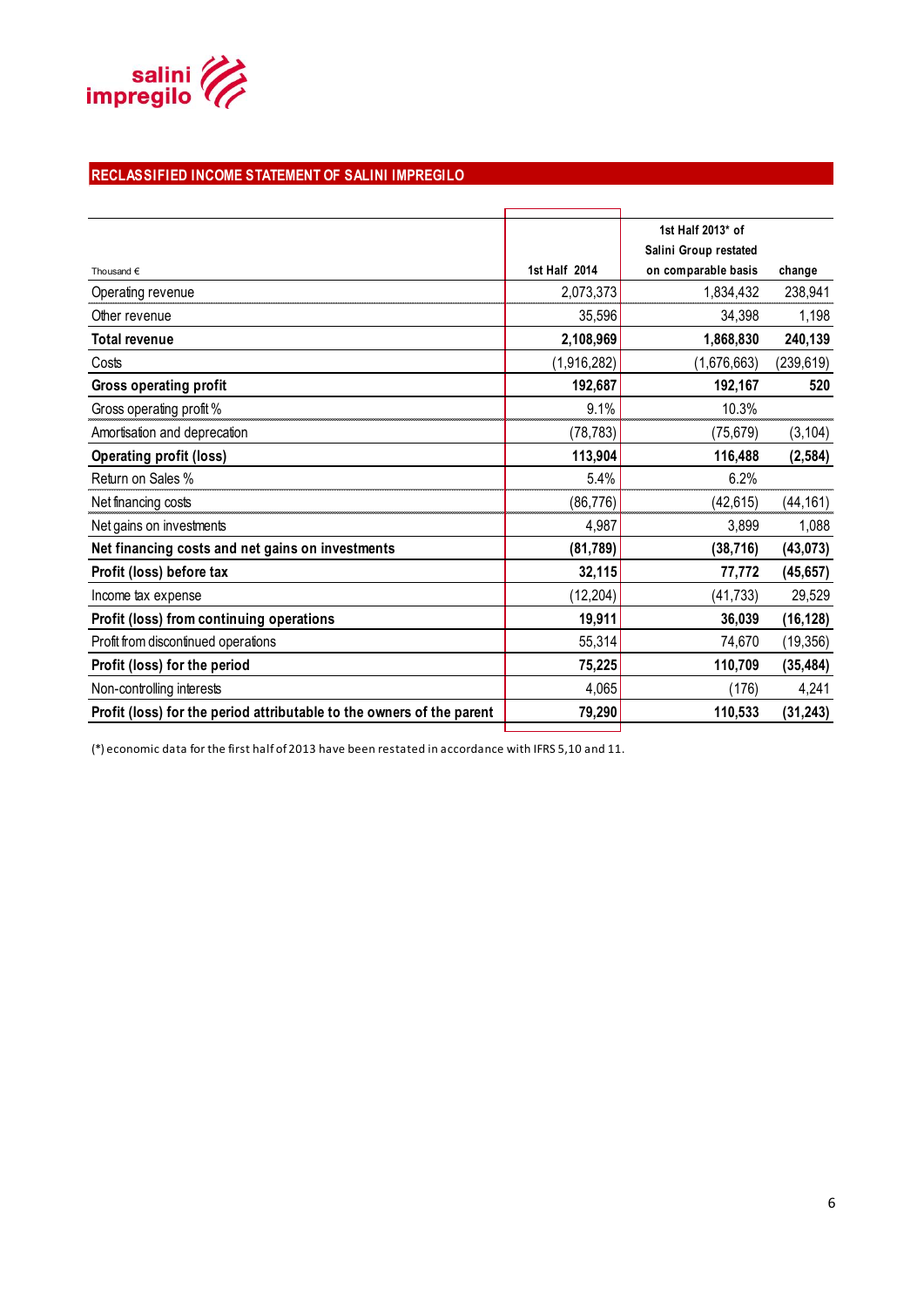salini impregilo

## RECLASSIFIED INCOME STATEMENT OF SALINI IMPREGILO

| Thousand € | 1st Half 2014 | 1st Half 2013* of Salini Group restated on comparable basis | change |
|---|---|---|---|
| Operating revenue | 2,073,373 | 1,834,432 | 238,941 |
| Other revenue | 35,596 | 34,398 | 1,198 |
| **Total revenue** | **2,108,969** | **1,868,830** | **240,139** |
| Costs | (1,916,282) | (1,676,663) | (239,619) |
| **Gross operating profit** | **192,687** | **192,167** | **520** |
| Gross operating profit % | 9.1% | 10.3% | |
| Amortisation and deprecation | (78,783) | (75,679) | (3,104) |
| **Operating profit (loss)** | **113,904** | **116,488** | **(2,584)** |
| Return on Sales % | 5.4% | 6.2% | |
| Net financing costs | (86,776) | (42,615) | (44,161) |
| Net gains on investments | 4,987 | 3,899 | 1,088 |
| **Net financing costs and net gains on investments** | **(81,789)** | **(38,716)** | **(43,073)** |
| **Profit (loss) before tax** | **32,115** | **77,772** | **(45,657)** |
| Income tax expense | (12,204) | (41,733) | 29,529 |
| **Profit (loss) from continuing operations** | **19,911** | **36,039** | **(16,128)** |
| Profit from discontinued operations | 55,314 | 74,670 | (19,356) |
| **Profit (loss) for the period** | **75,225** | **110,709** | **(35,484)** |
| Non-controlling interests | 4,065 | (176) | 4,241 |
| **Profit (loss) for the period attributable to the owners of the parent** | **79,290** | **110,533** | **(31,243)** |

(*) economic data for the first half of 2013 have been restated in accordance with IFRS 5,10 and 11.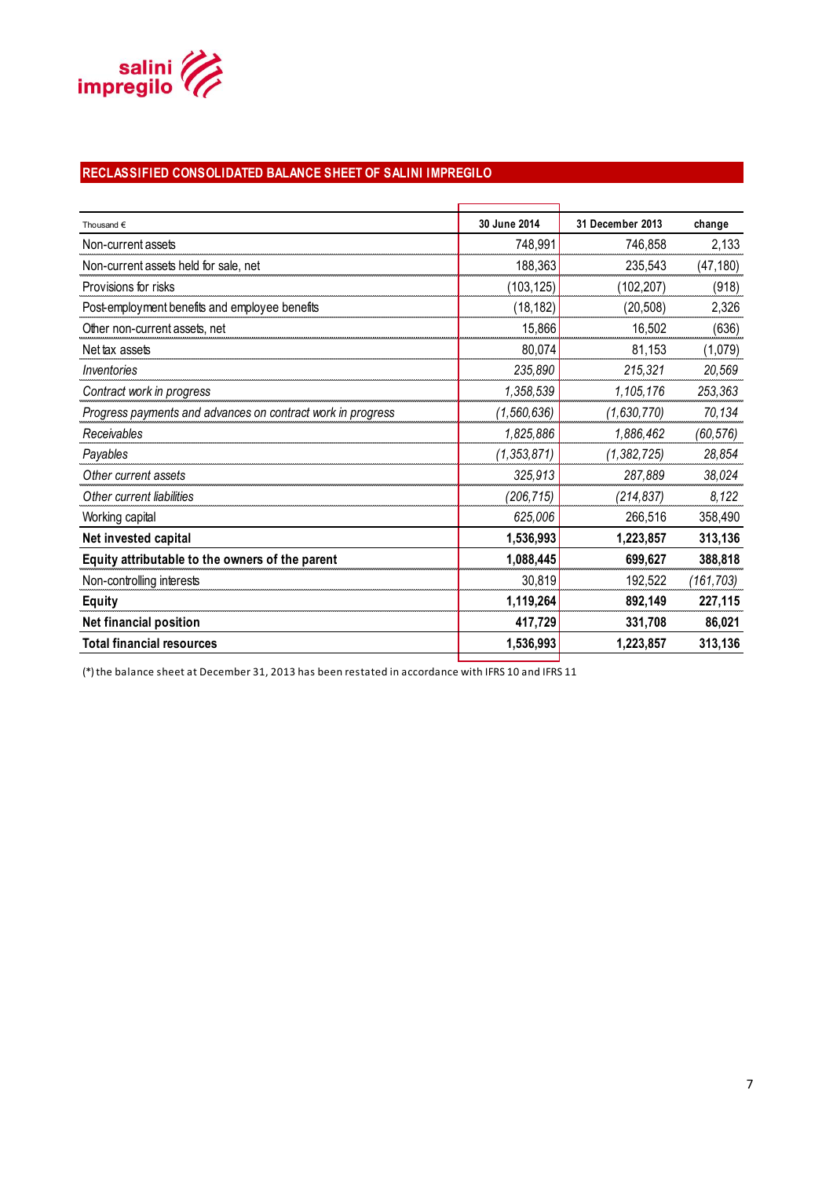## RECLASSIFIED CONSOLIDATED BALANCE SHEET OF SALINI IMPREGILO

| Thousand € | 30 June 2014 | 31 December 2013 | change |
|---|---|---|---|
| Non-current assets | 748,991 | 746,858 | 2,133 |
| Non-current assets held for sale, net | 188,363 | 235,543 | (47,180) |
| Provisions for risks | (103,125) | (102,207) | (918) |
| Post-employment benefits and employee benefits | (18,182) | (20,508) | 2,326 |
| Other non-current assets, net | 15,866 | 16,502 | (636) |
| Net tax assets | 80,074 | 81,153 | (1,079) |
| *Inventories* | *235,890* | *215,321* | *20,569* |
| *Contract work in progress* | *1,358,539* | *1,105,176* | *253,363* |
| *Progress payments and advances on contract work in progress* | *(1,560,636)* | *(1,630,770)* | *70,134* |
| *Receivables* | *1,825,886* | *1,886,462* | *(60,576)* |
| *Payables* | *(1,353,871)* | *(1,382,725)* | *28,854* |
| *Other current assets* | *325,913* | *287,889* | *38,024* |
| *Other current liabilities* | *(206,715)* | *(214,837)* | *8,122* |
| Working capital | *625,006* | 266,516 | 358,490 |
| **Net invested capital** | **1,536,993** | **1,223,857** | **313,136** |
| **Equity attributable to the owners of the parent** | **1,088,445** | **699,627** | **388,818** |
| Non-controlling interests | 30,819 | 192,522 | *(161,703)* |
| **Equity** | **1,119,264** | **892,149** | **227,115** |
| **Net financial position** | **417,729** | **331,708** | **86,021** |
| **Total financial resources** | **1,536,993** | **1,223,857** | **313,136** |

(*) the balance sheet at December 31, 2013 has been restated in accordance with IFRS 10 and IFRS 11